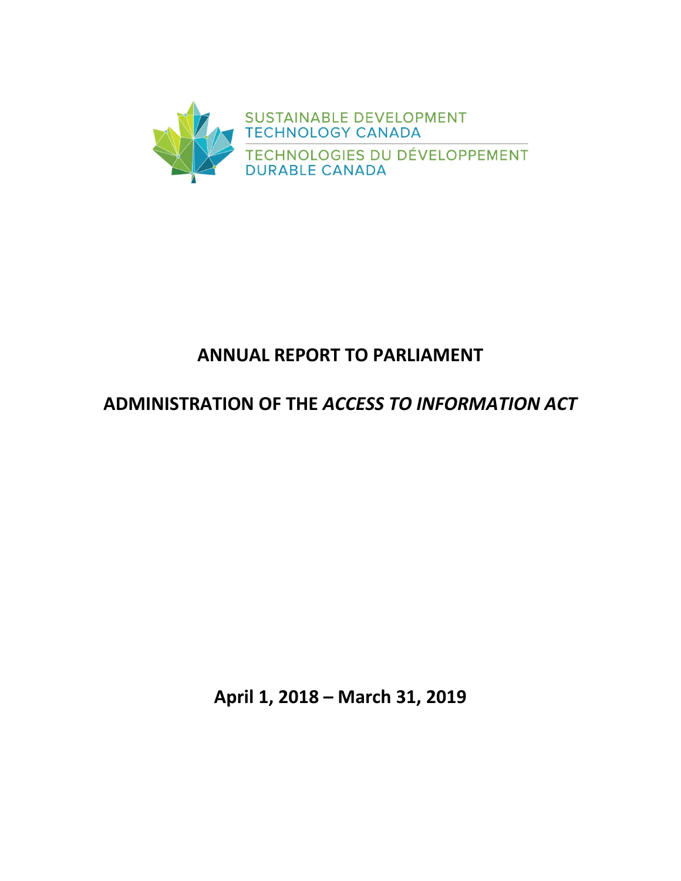SUSTAINABLE DEVELOPMENT TECHNOLOGY CANADA

TECHNOLOGIES DU DÉVELOPPEMENT DURABLE CANADA

# ANNUAL REPORT TO PARLIAMENT

# ADMINISTRATION OF THE *ACCESS TO INFORMATION ACT*

**April 1, 2018 – March 31, 2019**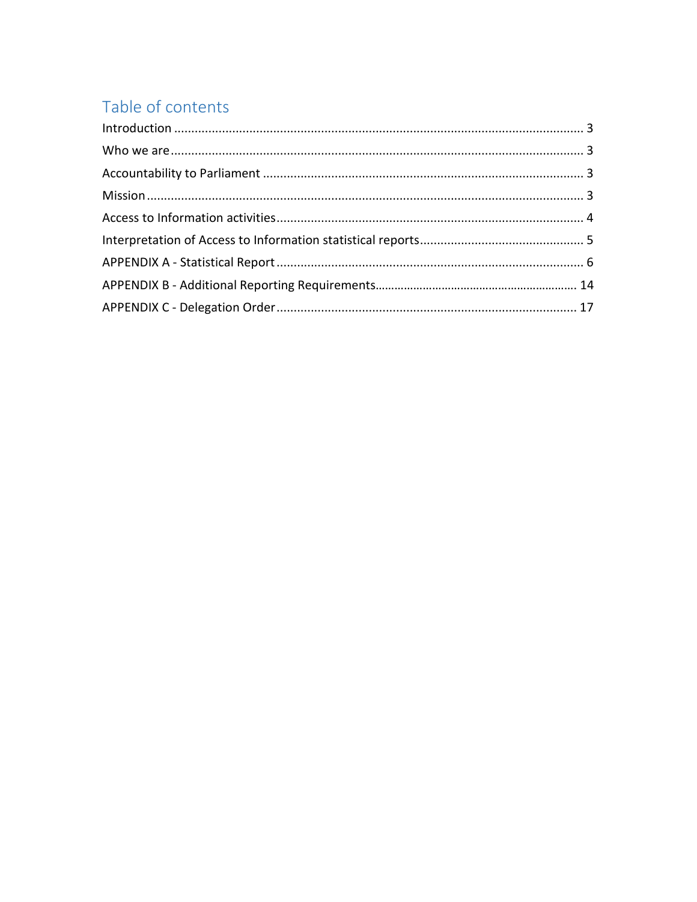## Table of contents

Introduction ........................................................................................................................ 3

Who we are ......................................................................................................................... 3

Accountability to Parliament .............................................................................................. 3

Mission ................................................................................................................................ 3

Access to Information activities .......................................................................................... 4

Interpretation of Access to Information statistical reports ................................................ 5

APPENDIX A - Statistical Report .......................................................................................... 6

APPENDIX B - Additional Reporting Requirements ............................................................. 14

APPENDIX C - Delegation Order ......................................................................................... 17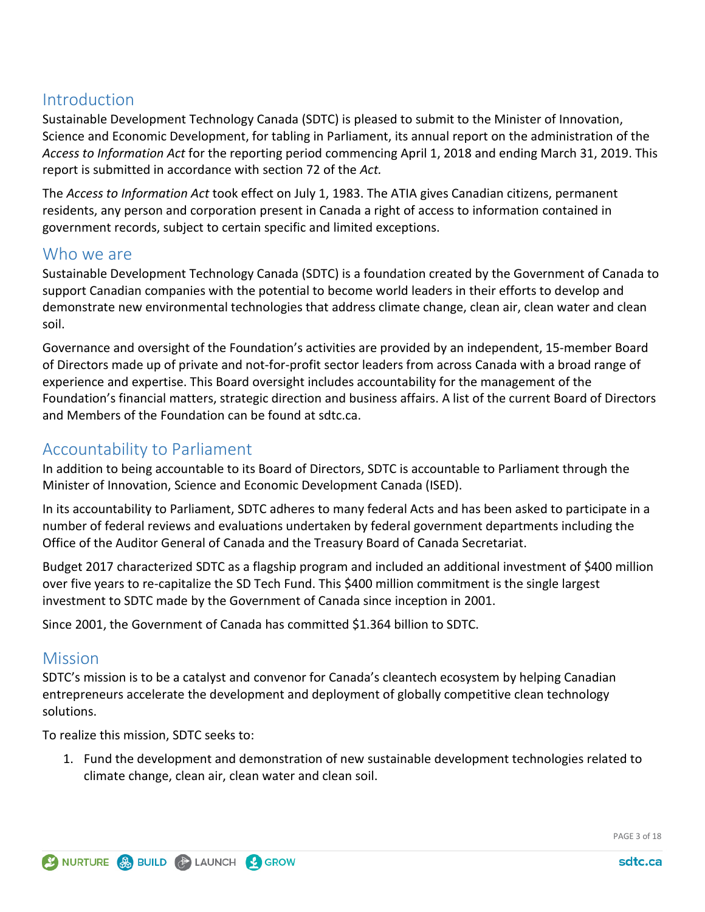## Introduction

Sustainable Development Technology Canada (SDTC) is pleased to submit to the Minister of Innovation, Science and Economic Development, for tabling in Parliament, its annual report on the administration of the *Access to Information Act* for the reporting period commencing April 1, 2018 and ending March 31, 2019. This report is submitted in accordance with section 72 of the *Act.*

The *Access to Information Act* took effect on July 1, 1983. The ATIA gives Canadian citizens, permanent residents, any person and corporation present in Canada a right of access to information contained in government records, subject to certain specific and limited exceptions.

## Who we are

Sustainable Development Technology Canada (SDTC) is a foundation created by the Government of Canada to support Canadian companies with the potential to become world leaders in their efforts to develop and demonstrate new environmental technologies that address climate change, clean air, clean water and clean soil.

Governance and oversight of the Foundation's activities are provided by an independent, 15-member Board of Directors made up of private and not-for-profit sector leaders from across Canada with a broad range of experience and expertise. This Board oversight includes accountability for the management of the Foundation's financial matters, strategic direction and business affairs. A list of the current Board of Directors and Members of the Foundation can be found at sdtc.ca.

## Accountability to Parliament

In addition to being accountable to its Board of Directors, SDTC is accountable to Parliament through the Minister of Innovation, Science and Economic Development Canada (ISED).

In its accountability to Parliament, SDTC adheres to many federal Acts and has been asked to participate in a number of federal reviews and evaluations undertaken by federal government departments including the Office of the Auditor General of Canada and the Treasury Board of Canada Secretariat.

Budget 2017 characterized SDTC as a flagship program and included an additional investment of $400 million over five years to re-capitalize the SD Tech Fund. This $400 million commitment is the single largest investment to SDTC made by the Government of Canada since inception in 2001.

Since 2001, the Government of Canada has committed $1.364 billion to SDTC.

## Mission

SDTC's mission is to be a catalyst and convenor for Canada's cleantech ecosystem by helping Canadian entrepreneurs accelerate the development and deployment of globally competitive clean technology solutions.

To realize this mission, SDTC seeks to:

1. Fund the development and demonstration of new sustainable development technologies related to climate change, clean air, clean water and clean soil.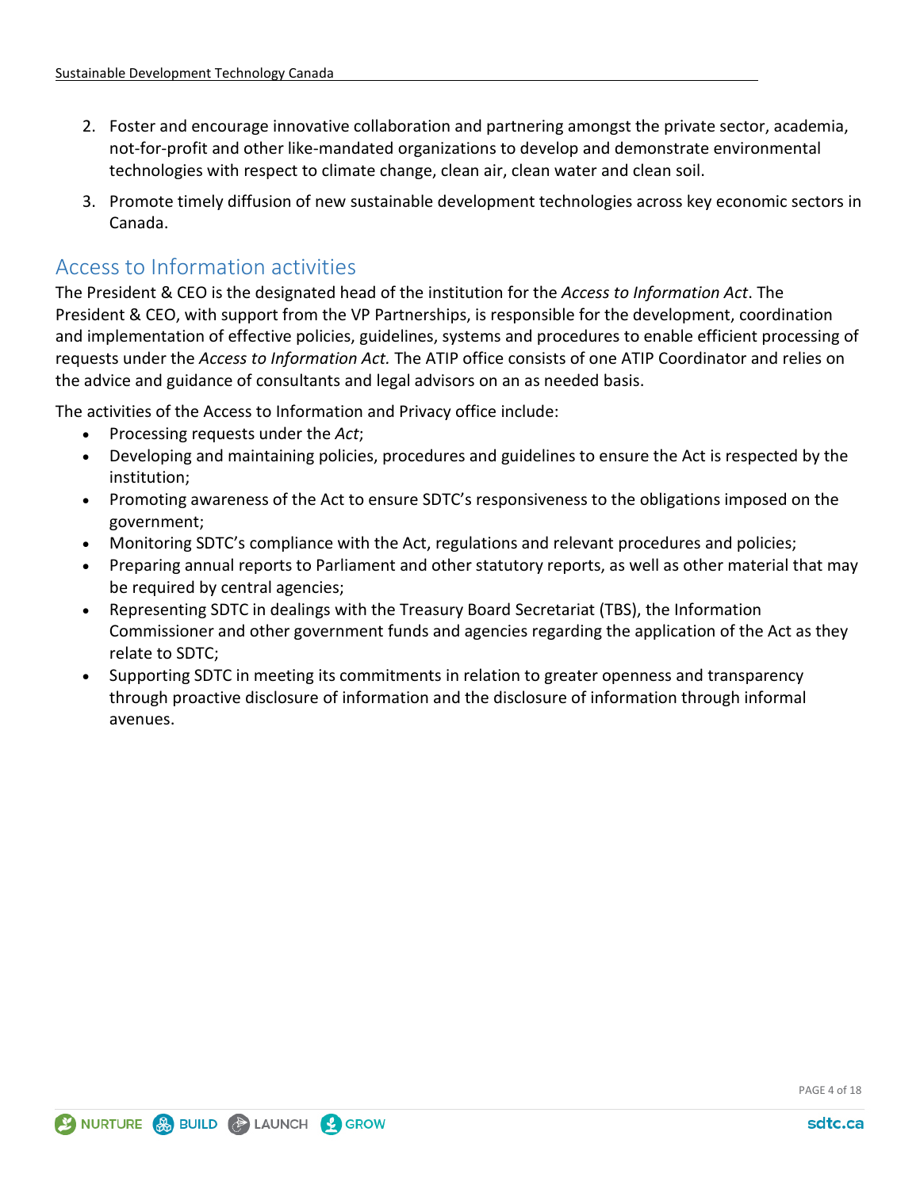2. Foster and encourage innovative collaboration and partnering amongst the private sector, academia, not-for-profit and other like-mandated organizations to develop and demonstrate environmental technologies with respect to climate change, clean air, clean water and clean soil.
3. Promote timely diffusion of new sustainable development technologies across key economic sectors in Canada.

## Access to Information activities

The President & CEO is the designated head of the institution for the *Access to Information Act*. The President & CEO, with support from the VP Partnerships, is responsible for the development, coordination and implementation of effective policies, guidelines, systems and procedures to enable efficient processing of requests under the *Access to Information Act.* The ATIP office consists of one ATIP Coordinator and relies on the advice and guidance of consultants and legal advisors on an as needed basis.

The activities of the Access to Information and Privacy office include:

- Processing requests under the *Act*;
- Developing and maintaining policies, procedures and guidelines to ensure the Act is respected by the institution;
- Promoting awareness of the Act to ensure SDTC's responsiveness to the obligations imposed on the government;
- Monitoring SDTC's compliance with the Act, regulations and relevant procedures and policies;
- Preparing annual reports to Parliament and other statutory reports, as well as other material that may be required by central agencies;
- Representing SDTC in dealings with the Treasury Board Secretariat (TBS), the Information Commissioner and other government funds and agencies regarding the application of the Act as they relate to SDTC;
- Supporting SDTC in meeting its commitments in relation to greater openness and transparency through proactive disclosure of information and the disclosure of information through informal avenues.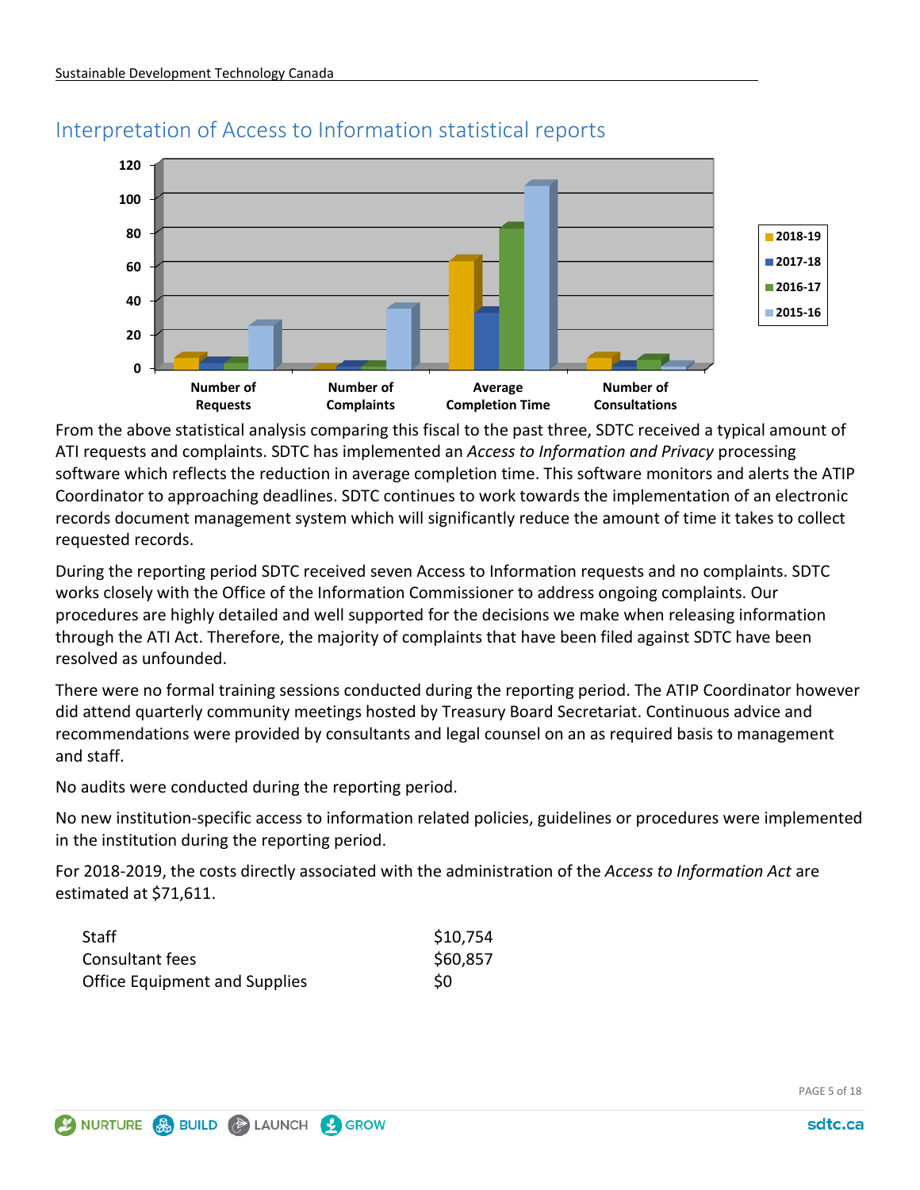## Interpretation of Access to Information statistical reports

From the above statistical analysis comparing this fiscal to the past three, SDTC received a typical amount of ATI requests and complaints. SDTC has implemented an *Access to Information and Privacy* processing software which reflects the reduction in average completion time. This software monitors and alerts the ATIP Coordinator to approaching deadlines. SDTC continues to work towards the implementation of an electronic records document management system which will significantly reduce the amount of time it takes to collect requested records.

During the reporting period SDTC received seven Access to Information requests and no complaints. SDTC works closely with the Office of the Information Commissioner to address ongoing complaints. Our procedures are highly detailed and well supported for the decisions we make when releasing information through the ATI Act. Therefore, the majority of complaints that have been filed against SDTC have been resolved as unfounded.

There were no formal training sessions conducted during the reporting period. The ATIP Coordinator however did attend quarterly community meetings hosted by Treasury Board Secretariat. Continuous advice and recommendations were provided by consultants and legal counsel on an as required basis to management and staff.

No audits were conducted during the reporting period.

No new institution-specific access to information related policies, guidelines or procedures were implemented in the institution during the reporting period.

For 2018-2019, the costs directly associated with the administration of the *Access to Information Act* are estimated at $71,611.

| | |
|---|---|
| Staff | $10,754 |
| Consultant fees | $60,857 |
| Office Equipment and Supplies | $0 |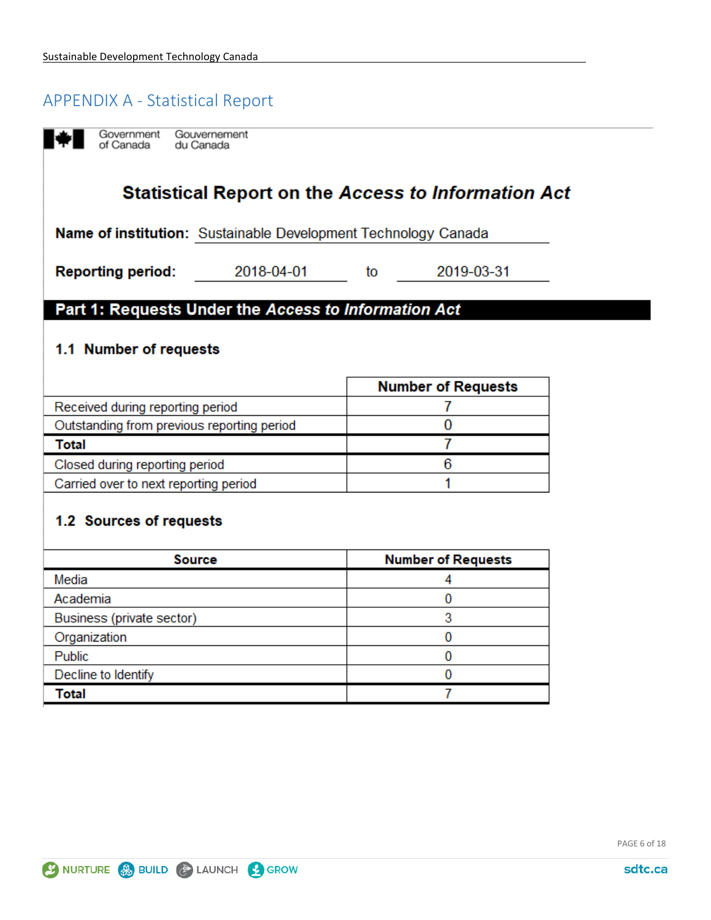# APPENDIX A - Statistical Report

Government of Canada | Gouvernement du Canada

## Statistical Report on the *Access to Information Act*

**Name of institution:** Sustainable Development Technology Canada

**Reporting period:** 2018-04-01 to 2019-03-31

## Part 1: Requests Under the *Access to Information Act*

### 1.1 Number of requests

| | Number of Requests |
|---|---|
| Received during reporting period | 7 |
| Outstanding from previous reporting period | 0 |
| **Total** | 7 |
| Closed during reporting period | 6 |
| Carried over to next reporting period | 1 |

### 1.2 Sources of requests

| Source | Number of Requests |
|---|---|
| Media | 4 |
| Academia | 0 |
| Business (private sector) | 3 |
| Organization | 0 |
| Public | 0 |
| Decline to Identify | 0 |
| **Total** | 7 |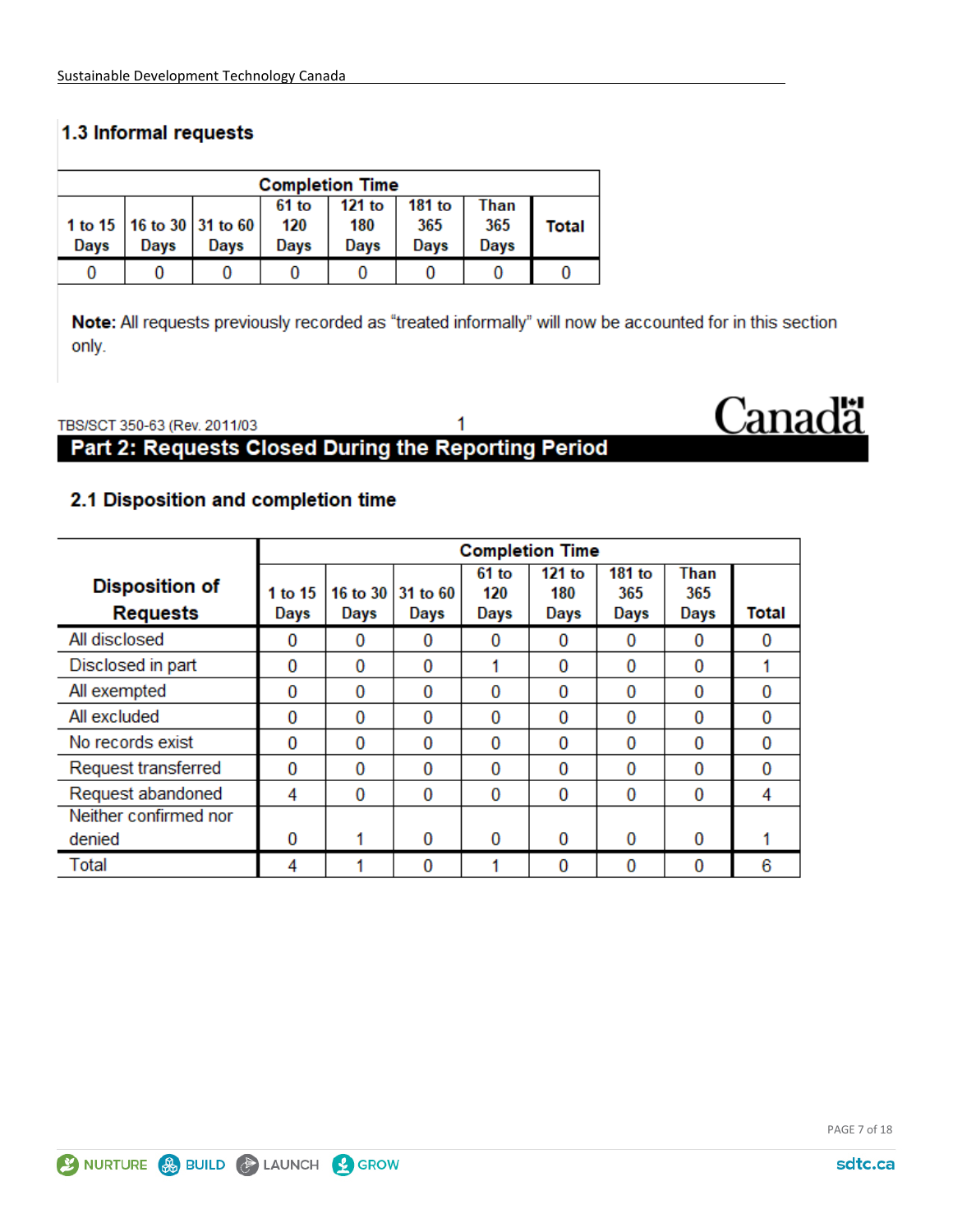### 1.3 Informal requests

| Completion Time | | | | | | | |
|---|---|---|---|---|---|---|---|
| 1 to 15 Days | 16 to 30 Days | 31 to 60 Days | 61 to 120 Days | 121 to 180 Days | 181 to 365 Days | Than 365 Days | Total |
| 0 | 0 | 0 | 0 | 0 | 0 | 0 | 0 |

**Note:** All requests previously recorded as "treated informally" will now be accounted for in this section only.

TBS/SCT 350-63 (Rev. 2011/03) 1

## Part 2: Requests Closed During the Reporting Period

### 2.1 Disposition and completion time

| Disposition of Requests | Completion Time | | | | | | | |
|---|---|---|---|---|---|---|---|---|
| | 1 to 15 Days | 16 to 30 Days | 31 to 60 Days | 61 to 120 Days | 121 to 180 Days | 181 to 365 Days | Than 365 Days | Total |
| All disclosed | 0 | 0 | 0 | 0 | 0 | 0 | 0 | 0 |
| Disclosed in part | 0 | 0 | 0 | 1 | 0 | 0 | 0 | 1 |
| All exempted | 0 | 0 | 0 | 0 | 0 | 0 | 0 | 0 |
| All excluded | 0 | 0 | 0 | 0 | 0 | 0 | 0 | 0 |
| No records exist | 0 | 0 | 0 | 0 | 0 | 0 | 0 | 0 |
| Request transferred | 0 | 0 | 0 | 0 | 0 | 0 | 0 | 0 |
| Request abandoned | 4 | 0 | 0 | 0 | 0 | 0 | 0 | 4 |
| Neither confirmed nor denied | 0 | 1 | 0 | 0 | 0 | 0 | 0 | 1 |
| Total | 4 | 1 | 0 | 1 | 0 | 0 | 0 | 6 |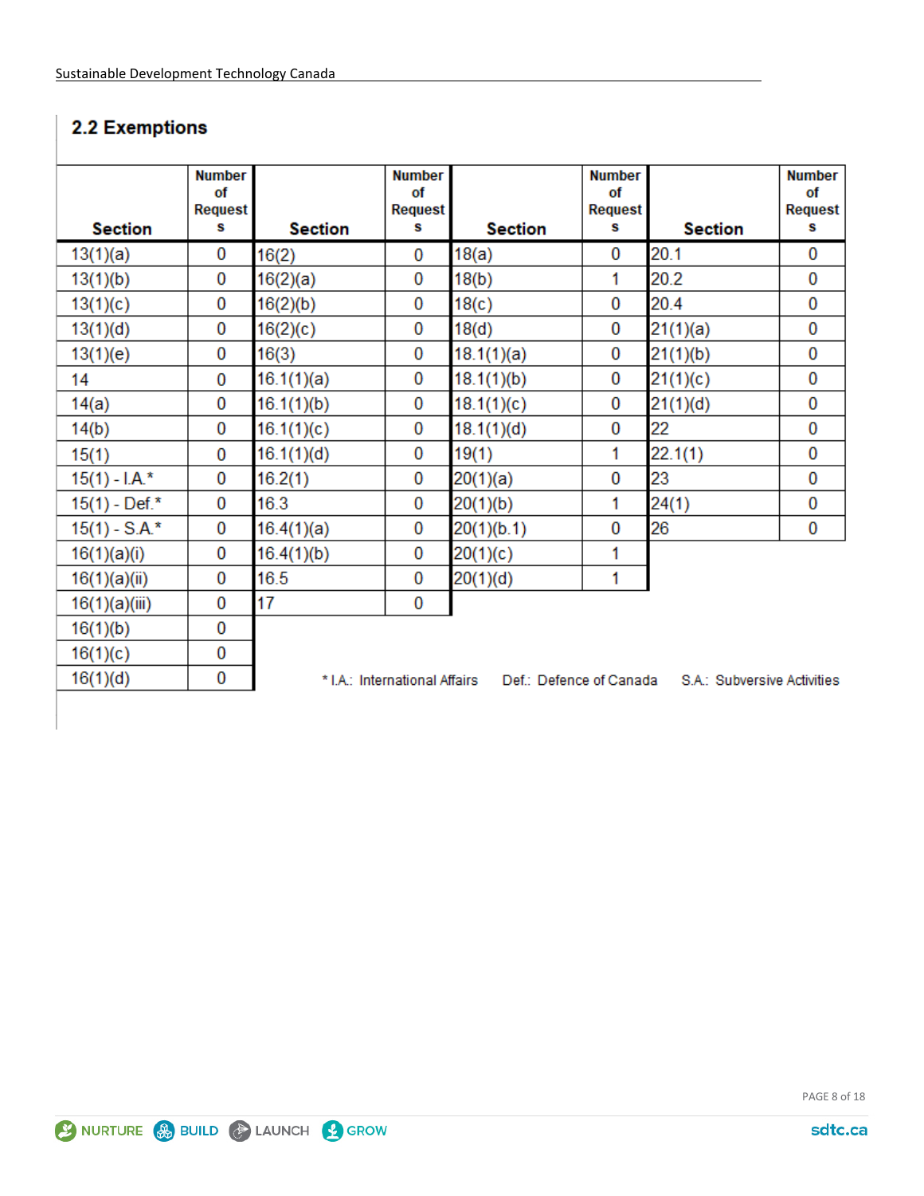## 2.2 Exemptions

| Section | Number of Requests | Section | Number of Requests | Section | Number of Requests | Section | Number of Requests |
|---|---|---|---|---|---|---|---|
| 13(1)(a) | 0 | 16(2) | 0 | 18(a) | 0 | 20.1 | 0 |
| 13(1)(b) | 0 | 16(2)(a) | 0 | 18(b) | 1 | 20.2 | 0 |
| 13(1)(c) | 0 | 16(2)(b) | 0 | 18(c) | 0 | 20.4 | 0 |
| 13(1)(d) | 0 | 16(2)(c) | 0 | 18(d) | 0 | 21(1)(a) | 0 |
| 13(1)(e) | 0 | 16(3) | 0 | 18.1(1)(a) | 0 | 21(1)(b) | 0 |
| 14 | 0 | 16.1(1)(a) | 0 | 18.1(1)(b) | 0 | 21(1)(c) | 0 |
| 14(a) | 0 | 16.1(1)(b) | 0 | 18.1(1)(c) | 0 | 21(1)(d) | 0 |
| 14(b) | 0 | 16.1(1)(c) | 0 | 18.1(1)(d) | 0 | 22 | 0 |
| 15(1) | 0 | 16.1(1)(d) | 0 | 19(1) | 1 | 22.1(1) | 0 |
| 15(1) - I.A.* | 0 | 16.2(1) | 0 | 20(1)(a) | 0 | 23 | 0 |
| 15(1) - Def.* | 0 | 16.3 | 0 | 20(1)(b) | 1 | 24(1) | 0 |
| 15(1) - S.A.* | 0 | 16.4(1)(a) | 0 | 20(1)(b.1) | 0 | 26 | 0 |
| 16(1)(a)(i) | 0 | 16.4(1)(b) | 0 | 20(1)(c) | 1 | | |
| 16(1)(a)(ii) | 0 | 16.5 | 0 | 20(1)(d) | 1 | | |
| 16(1)(a)(iii) | 0 | 17 | 0 | | | | |
| 16(1)(b) | 0 | | | | | | |
| 16(1)(c) | 0 | | | | | | |
| 16(1)(d) | 0 | | | | | | |

* I.A.: International Affairs Def.: Defence of Canada S.A.: Subversive Activities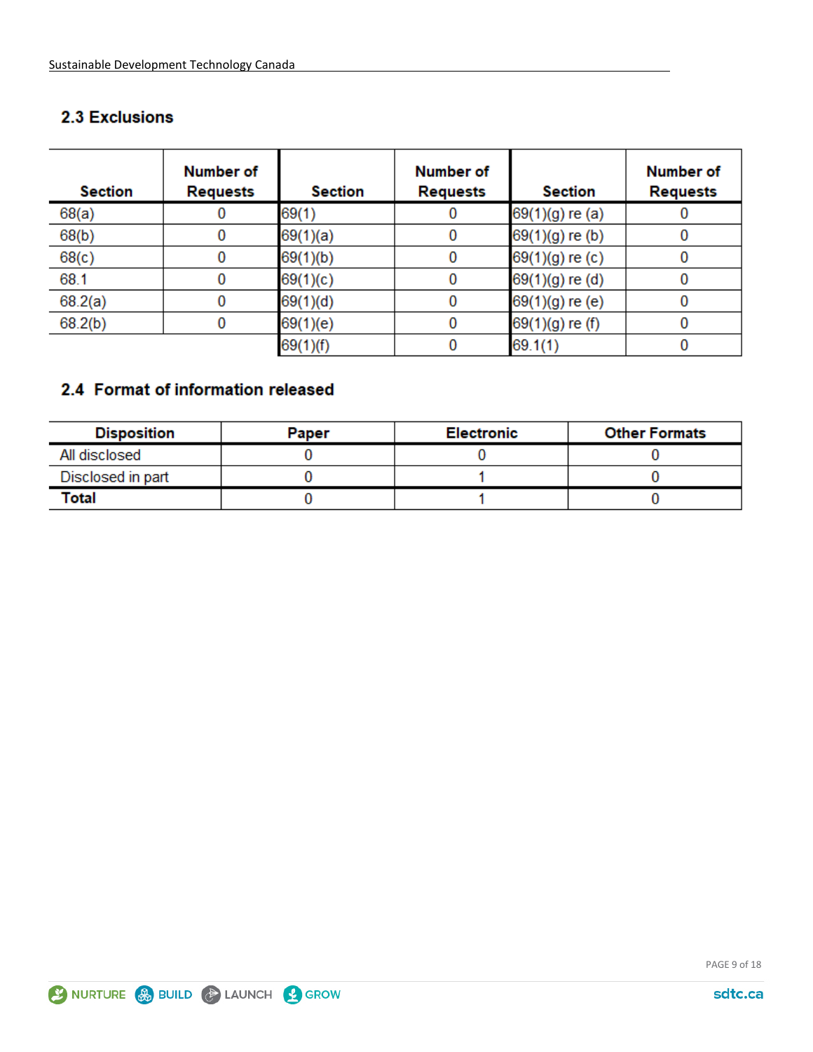## 2.3 Exclusions

| Section | Number of Requests | Section | Number of Requests | Section | Number of Requests |
|---|---|---|---|---|---|
| 68(a) | 0 | 69(1) | 0 | 69(1)(g) re (a) | 0 |
| 68(b) | 0 | 69(1)(a) | 0 | 69(1)(g) re (b) | 0 |
| 68(c) | 0 | 69(1)(b) | 0 | 69(1)(g) re (c) | 0 |
| 68.1 | 0 | 69(1)(c) | 0 | 69(1)(g) re (d) | 0 |
| 68.2(a) | 0 | 69(1)(d) | 0 | 69(1)(g) re (e) | 0 |
| 68.2(b) | 0 | 69(1)(e) | 0 | 69(1)(g) re (f) | 0 |
| | | 69(1)(f) | 0 | 69.1(1) | 0 |

## 2.4 Format of information released

| Disposition | Paper | Electronic | Other Formats |
|---|---|---|---|
| All disclosed | 0 | 0 | 0 |
| Disclosed in part | 0 | 1 | 0 |
| **Total** | 0 | 1 | 0 |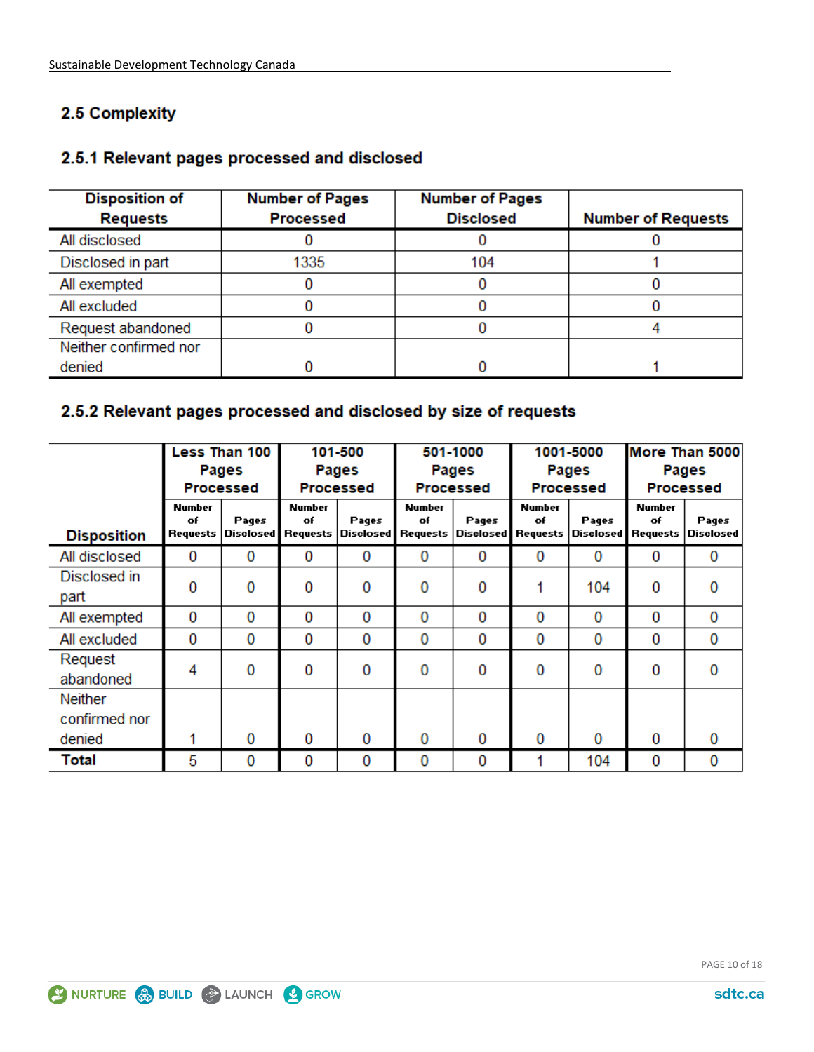## 2.5 Complexity

### 2.5.1 Relevant pages processed and disclosed

| Disposition of Requests | Number of Pages Processed | Number of Pages Disclosed | Number of Requests |
|---|---|---|---|
| All disclosed | 0 | 0 | 0 |
| Disclosed in part | 1335 | 104 | 1 |
| All exempted | 0 | 0 | 0 |
| All excluded | 0 | 0 | 0 |
| Request abandoned | 0 | 0 | 4 |
| Neither confirmed nor denied | 0 | 0 | 1 |

### 2.5.2 Relevant pages processed and disclosed by size of requests

| Disposition | Less Than 100 Pages Processed | | 101-500 Pages Processed | | 501-1000 Pages Processed | | 1001-5000 Pages Processed | | More Than 5000 Pages Processed | |
|---|---|---|---|---|---|---|---|---|---|---|
| | Number of Requests | Pages Disclosed | Number of Requests | Pages Disclosed | Number of Requests | Pages Disclosed | Number of Requests | Pages Disclosed | Number of Requests | Pages Disclosed |
| All disclosed | 0 | 0 | 0 | 0 | 0 | 0 | 0 | 0 | 0 | 0 |
| Disclosed in part | 0 | 0 | 0 | 0 | 0 | 0 | 1 | 104 | 0 | 0 |
| All exempted | 0 | 0 | 0 | 0 | 0 | 0 | 0 | 0 | 0 | 0 |
| All excluded | 0 | 0 | 0 | 0 | 0 | 0 | 0 | 0 | 0 | 0 |
| Request abandoned | 4 | 0 | 0 | 0 | 0 | 0 | 0 | 0 | 0 | 0 |
| Neither confirmed nor denied | 1 | 0 | 0 | 0 | 0 | 0 | 0 | 0 | 0 | 0 |
| **Total** | 5 | 0 | 0 | 0 | 0 | 0 | 1 | 104 | 0 | 0 |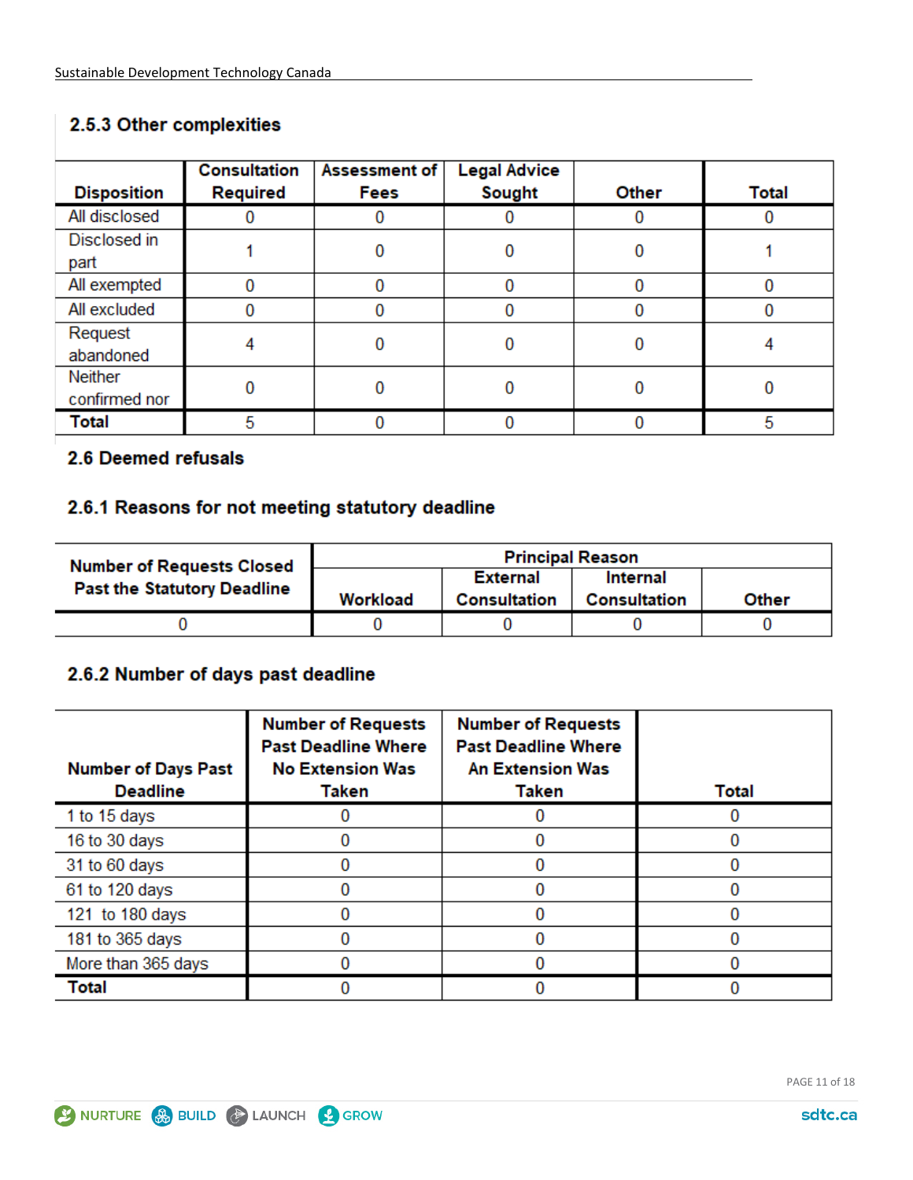### 2.5.3 Other complexities

| Disposition | Consultation Required | Assessment of Fees | Legal Advice Sought | Other | Total |
| --- | --- | --- | --- | --- | --- |
| All disclosed | 0 | 0 | 0 | 0 | 0 |
| Disclosed in part | 1 | 0 | 0 | 0 | 1 |
| All exempted | 0 | 0 | 0 | 0 | 0 |
| All excluded | 0 | 0 | 0 | 0 | 0 |
| Request abandoned | 4 | 0 | 0 | 0 | 4 |
| Neither confirmed nor | 0 | 0 | 0 | 0 | 0 |
| **Total** | 5 | 0 | 0 | 0 | 5 |

## 2.6 Deemed refusals

### 2.6.1 Reasons for not meeting statutory deadline

| Number of Requests Closed Past the Statutory Deadline | Principal Reason | | | |
| --- | --- | --- | --- | --- |
| | Workload | External Consultation | Internal Consultation | Other |
| 0 | 0 | 0 | 0 | 0 |

### 2.6.2 Number of days past deadline

| Number of Days Past Deadline | Number of Requests Past Deadline Where No Extension Was Taken | Number of Requests Past Deadline Where An Extension Was Taken | Total |
| --- | --- | --- | --- |
| 1 to 15 days | 0 | 0 | 0 |
| 16 to 30 days | 0 | 0 | 0 |
| 31 to 60 days | 0 | 0 | 0 |
| 61 to 120 days | 0 | 0 | 0 |
| 121 to 180 days | 0 | 0 | 0 |
| 181 to 365 days | 0 | 0 | 0 |
| More than 365 days | 0 | 0 | 0 |
| **Total** | 0 | 0 | 0 |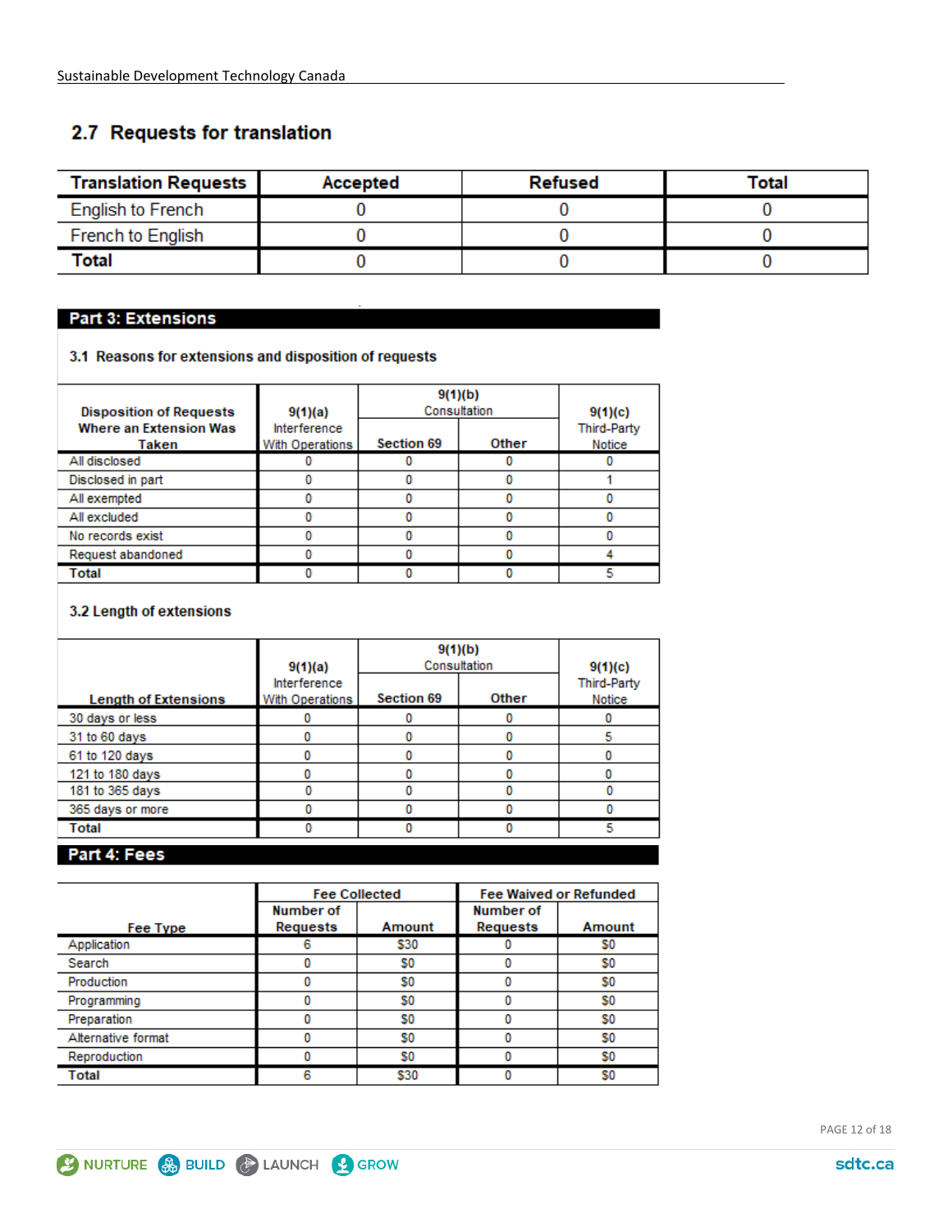## 2.7 Requests for translation

| Translation Requests | Accepted | Refused | Total |
|---|---|---|---|
| English to French | 0 | 0 | 0 |
| French to English | 0 | 0 | 0 |
| **Total** | 0 | 0 | 0 |

## Part 3: Extensions

### 3.1 Reasons for extensions and disposition of requests

| Disposition of Requests Where an Extension Was Taken | 9(1)(a) Interference With Operations | 9(1)(b) Consultation | | 9(1)(c) Third-Party Notice |
|---|---|---|---|---|
| | | Section 69 | Other | |
| All disclosed | 0 | 0 | 0 | 0 |
| Disclosed in part | 0 | 0 | 0 | 1 |
| All exempted | 0 | 0 | 0 | 0 |
| All excluded | 0 | 0 | 0 | 0 |
| No records exist | 0 | 0 | 0 | 0 |
| Request abandoned | 0 | 0 | 0 | 4 |
| **Total** | 0 | 0 | 0 | 5 |

### 3.2 Length of extensions

| Length of Extensions | 9(1)(a) Interference With Operations | 9(1)(b) Consultation | | 9(1)(c) Third-Party Notice |
|---|---|---|---|---|
| | | Section 69 | Other | |
| 30 days or less | 0 | 0 | 0 | 0 |
| 31 to 60 days | 0 | 0 | 0 | 5 |
| 61 to 120 days | 0 | 0 | 0 | 0 |
| 121 to 180 days | 0 | 0 | 0 | 0 |
| 181 to 365 days | 0 | 0 | 0 | 0 |
| 365 days or more | 0 | 0 | 0 | 0 |
| **Total** | 0 | 0 | 0 | 5 |

## Part 4: Fees

| Fee Type | Fee Collected | | Fee Waived or Refunded | |
|---|---|---|---|---|
| | Number of Requests | Amount | Number of Requests | Amount |
| Application | 6 | $30 | 0 | $0 |
| Search | 0 | $0 | 0 | $0 |
| Production | 0 | $0 | 0 | $0 |
| Programming | 0 | $0 | 0 | $0 |
| Preparation | 0 | $0 | 0 | $0 |
| Alternative format | 0 | $0 | 0 | $0 |
| Reproduction | 0 | $0 | 0 | $0 |
| **Total** | 6 | $30 | 0 | $0 |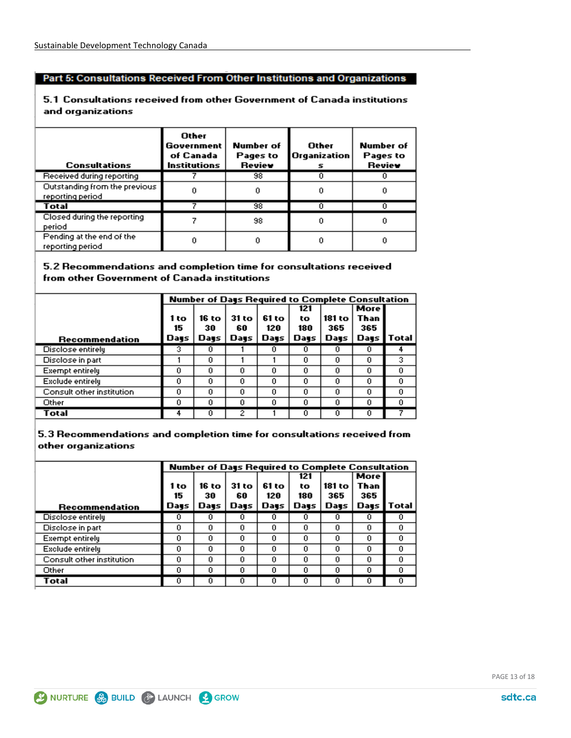## Part 5: Consultations Received From Other Institutions and Organizations

### 5.1 Consultations received from other Government of Canada institutions and organizations

| Consultations | Other Government of Canada Institutions | Number of Pages to Review | Other Organizations | Number of Pages to Review |
|---|---|---|---|---|
| Received during reporting | 7 | 98 | 0 | 0 |
| Outstanding from the previous reporting period | 0 | 0 | 0 | 0 |
| **Total** | 7 | 98 | 0 | 0 |
| Closed during the reporting period | 7 | 98 | 0 | 0 |
| Pending at the end of the reporting period | 0 | 0 | 0 | 0 |

### 5.2 Recommendations and completion time for consultations received from other Government of Canada institutions

| Recommendation | Number of Days Required to Complete Consultation | | | | | | | |
|---|---|---|---|---|---|---|---|---|
| | 1 to 15 Days | 16 to 30 Days | 31 to 60 Days | 61 to 120 Days | 121 to 180 Days | 181 to 365 Days | More Than 365 Days | Total |
| Disclose entirely | 3 | 0 | 1 | 0 | 0 | 0 | 0 | 4 |
| Disclose in part | 1 | 0 | 1 | 1 | 0 | 0 | 0 | 3 |
| Exempt entirely | 0 | 0 | 0 | 0 | 0 | 0 | 0 | 0 |
| Exclude entirely | 0 | 0 | 0 | 0 | 0 | 0 | 0 | 0 |
| Consult other institution | 0 | 0 | 0 | 0 | 0 | 0 | 0 | 0 |
| Other | 0 | 0 | 0 | 0 | 0 | 0 | 0 | 0 |
| **Total** | 4 | 0 | 2 | 1 | 0 | 0 | 0 | 7 |

### 5.3 Recommendations and completion time for consultations received from other organizations

| Recommendation | Number of Days Required to Complete Consultation | | | | | | | |
|---|---|---|---|---|---|---|---|---|
| | 1 to 15 Days | 16 to 30 Days | 31 to 60 Days | 61 to 120 Days | 121 to 180 Days | 181 to 365 Days | More Than 365 Days | Total |
| Disclose entirely | 0 | 0 | 0 | 0 | 0 | 0 | 0 | 0 |
| Disclose in part | 0 | 0 | 0 | 0 | 0 | 0 | 0 | 0 |
| Exempt entirely | 0 | 0 | 0 | 0 | 0 | 0 | 0 | 0 |
| Exclude entirely | 0 | 0 | 0 | 0 | 0 | 0 | 0 | 0 |
| Consult other institution | 0 | 0 | 0 | 0 | 0 | 0 | 0 | 0 |
| Other | 0 | 0 | 0 | 0 | 0 | 0 | 0 | 0 |
| **Total** | 0 | 0 | 0 | 0 | 0 | 0 | 0 | 0 |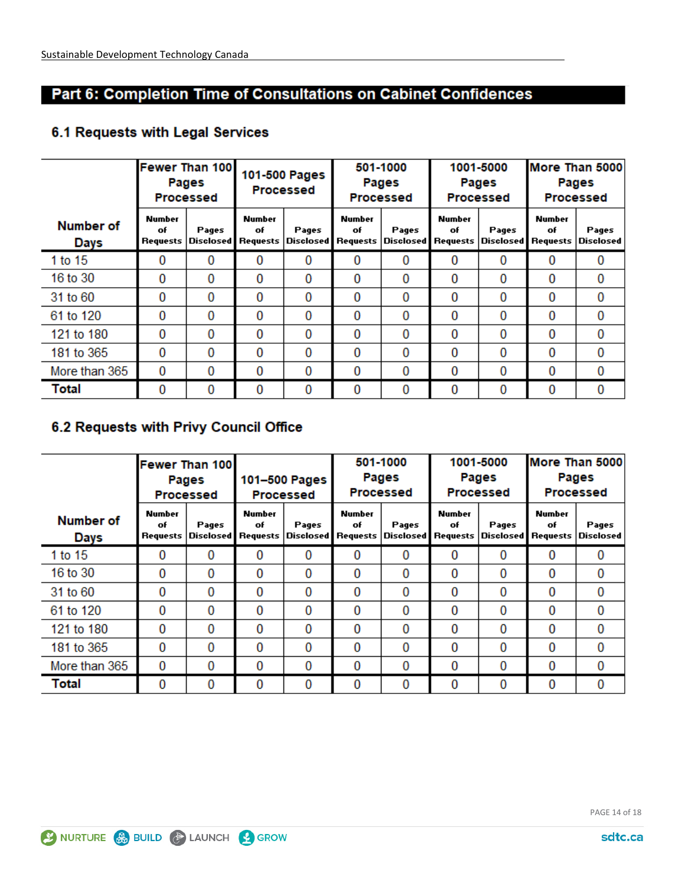## Part 6: Completion Time of Consultations on Cabinet Confidences

### 6.1 Requests with Legal Services

| Number of Days | Fewer Than 100 Pages Processed | | 101-500 Pages Processed | | 501-1000 Pages Processed | | 1001-5000 Pages Processed | | More Than 5000 Pages Processed | |
|---|---|---|---|---|---|---|---|---|---|---|
| | Number of Requests | Pages Disclosed | Number of Requests | Pages Disclosed | Number of Requests | Pages Disclosed | Number of Requests | Pages Disclosed | Number of Requests | Pages Disclosed |
| 1 to 15 | 0 | 0 | 0 | 0 | 0 | 0 | 0 | 0 | 0 | 0 |
| 16 to 30 | 0 | 0 | 0 | 0 | 0 | 0 | 0 | 0 | 0 | 0 |
| 31 to 60 | 0 | 0 | 0 | 0 | 0 | 0 | 0 | 0 | 0 | 0 |
| 61 to 120 | 0 | 0 | 0 | 0 | 0 | 0 | 0 | 0 | 0 | 0 |
| 121 to 180 | 0 | 0 | 0 | 0 | 0 | 0 | 0 | 0 | 0 | 0 |
| 181 to 365 | 0 | 0 | 0 | 0 | 0 | 0 | 0 | 0 | 0 | 0 |
| More than 365 | 0 | 0 | 0 | 0 | 0 | 0 | 0 | 0 | 0 | 0 |
| **Total** | 0 | 0 | 0 | 0 | 0 | 0 | 0 | 0 | 0 | 0 |

### 6.2 Requests with Privy Council Office

| Number of Days | Fewer Than 100 Pages Processed | | 101–500 Pages Processed | | 501-1000 Pages Processed | | 1001-5000 Pages Processed | | More Than 5000 Pages Processed | |
|---|---|---|---|---|---|---|---|---|---|---|
| | Number of Requests | Pages Disclosed | Number of Requests | Pages Disclosed | Number of Requests | Pages Disclosed | Number of Requests | Pages Disclosed | Number of Requests | Pages Disclosed |
| 1 to 15 | 0 | 0 | 0 | 0 | 0 | 0 | 0 | 0 | 0 | 0 |
| 16 to 30 | 0 | 0 | 0 | 0 | 0 | 0 | 0 | 0 | 0 | 0 |
| 31 to 60 | 0 | 0 | 0 | 0 | 0 | 0 | 0 | 0 | 0 | 0 |
| 61 to 120 | 0 | 0 | 0 | 0 | 0 | 0 | 0 | 0 | 0 | 0 |
| 121 to 180 | 0 | 0 | 0 | 0 | 0 | 0 | 0 | 0 | 0 | 0 |
| 181 to 365 | 0 | 0 | 0 | 0 | 0 | 0 | 0 | 0 | 0 | 0 |
| More than 365 | 0 | 0 | 0 | 0 | 0 | 0 | 0 | 0 | 0 | 0 |
| **Total** | 0 | 0 | 0 | 0 | 0 | 0 | 0 | 0 | 0 | 0 |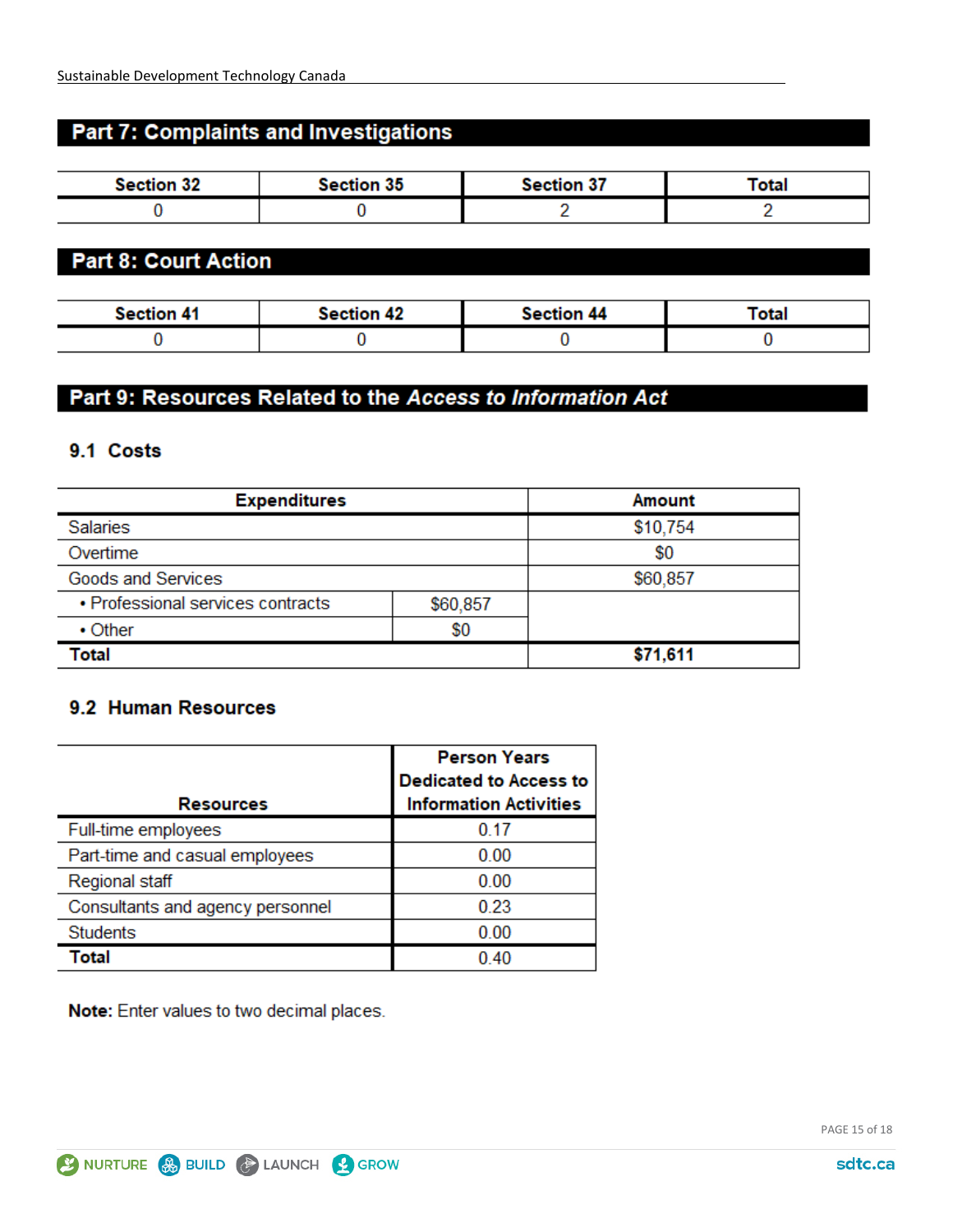## Part 7: Complaints and Investigations

| Section 32 | Section 35 | Section 37 | Total |
|---|---|---|---|
| 0 | 0 | 2 | 2 |

## Part 8: Court Action

| Section 41 | Section 42 | Section 44 | Total |
|---|---|---|---|
| 0 | 0 | 0 | 0 |

## Part 9: Resources Related to the *Access to Information Act*

### 9.1 Costs

| Expenditures | | Amount |
|---|---|---|
| Salaries | | $10,754 |
| Overtime | | $0 |
| Goods and Services | | $60,857 |
| • Professional services contracts | $60,857 | |
| • Other | $0 | |
| **Total** | | **$71,611** |

### 9.2 Human Resources

| Resources | Person Years Dedicated to Access to Information Activities |
|---|---|
| Full-time employees | 0.17 |
| Part-time and casual employees | 0.00 |
| Regional staff | 0.00 |
| Consultants and agency personnel | 0.23 |
| Students | 0.00 |
| **Total** | 0.40 |

**Note:** Enter values to two decimal places.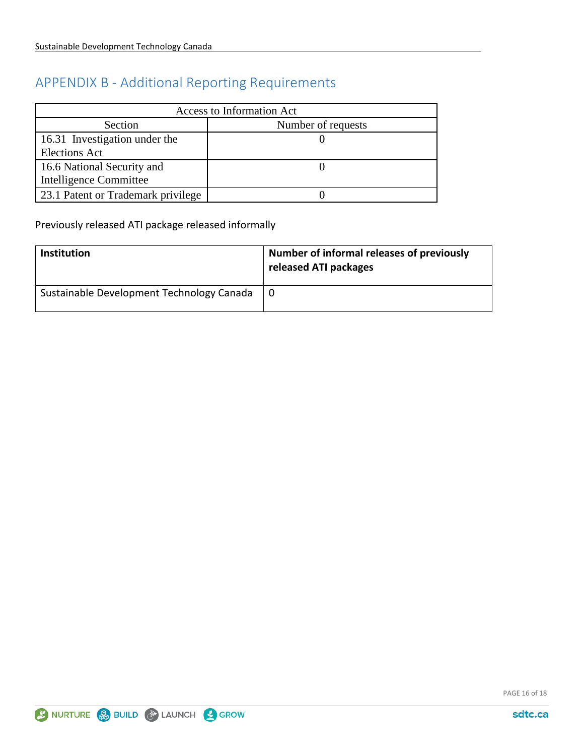## APPENDIX B - Additional Reporting Requirements

| Access to Information Act | |
|---|---|
| Section | Number of requests |
| 16.31 Investigation under the Elections Act | 0 |
| 16.6 National Security and Intelligence Committee | 0 |
| 23.1 Patent or Trademark privilege | 0 |

Previously released ATI package released informally

| Institution | Number of informal releases of previously released ATI packages |
|---|---|
| Sustainable Development Technology Canada | 0 |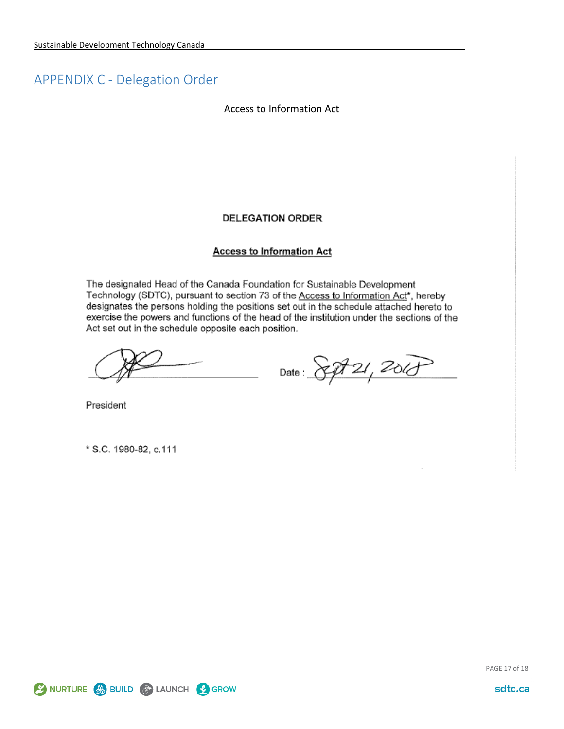# APPENDIX C - Delegation Order

<u>Access to Information Act</u>

**DELEGATION ORDER**

**<u>Access to Information Act</u>**

The designated Head of the Canada Foundation for Sustainable Development Technology (SDTC), pursuant to section 73 of the <u>Access to Information Act</u>*, hereby designates the persons holding the positions set out in the schedule attached hereto to exercise the powers and functions of the head of the institution under the sections of the Act set out in the schedule opposite each position.

[Signature] Date : Sept 21, 2018

President

* S.C. 1980-82, c.111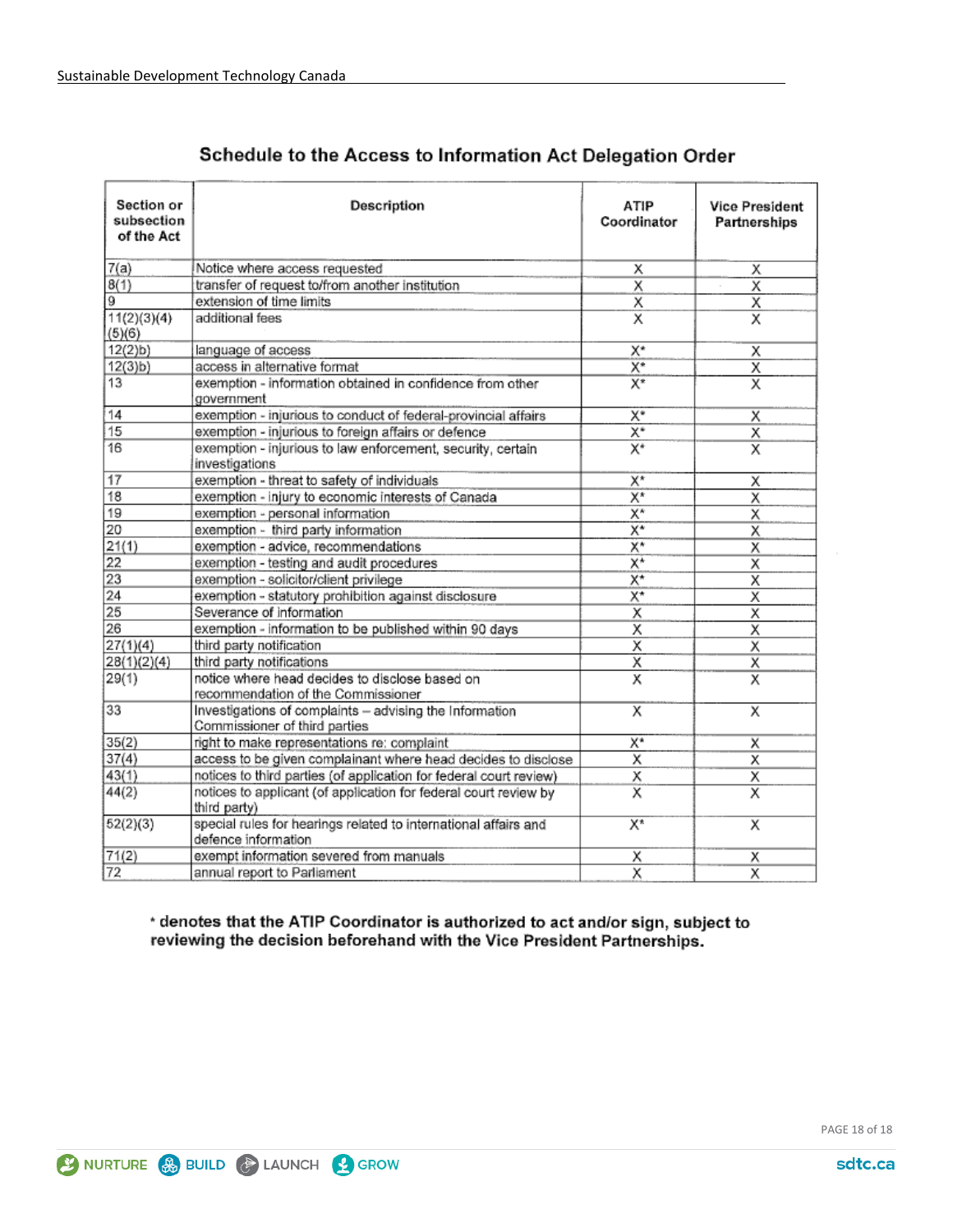## Schedule to the Access to Information Act Delegation Order

| Section or subsection of the Act | Description | ATIP Coordinator | Vice President Partnerships |
|---|---|---|---|
| 7(a) | Notice where access requested | X | X |
| 8(1) | transfer of request to/from another institution | X | X |
| 9 | extension of time limits | X | X |
| 11(2)(3)(4)(5)(6) | additional fees | X | X |
| 12(2)b) | language of access | X* | X |
| 12(3)b) | access in alternative format | X* | X |
| 13 | exemption - information obtained in confidence from other government | X* | X |
| 14 | exemption - injurious to conduct of federal-provincial affairs | X* | X |
| 15 | exemption - injurious to foreign affairs or defence | X* | X |
| 16 | exemption - injurious to law enforcement, security, certain investigations | X* | X |
| 17 | exemption - threat to safety of individuals | X* | X |
| 18 | exemption - injury to economic interests of Canada | X* | X |
| 19 | exemption - personal information | X* | X |
| 20 | exemption - third party information | X* | X |
| 21(1) | exemption - advice, recommendations | X* | X |
| 22 | exemption - testing and audit procedures | X* | X |
| 23 | exemption - solicitor/client privilege | X* | X |
| 24 | exemption - statutory prohibition against disclosure | X* | X |
| 25 | Severance of information | X | X |
| 26 | exemption - information to be published within 90 days | X | X |
| 27(1)(4) | third party notification | X | X |
| 28(1)(2)(4) | third party notifications | X | X |
| 29(1) | notice where head decides to disclose based on recommendation of the Commissioner | X | X |
| 33 | Investigations of complaints – advising the Information Commissioner of third parties | X | X |
| 35(2) | right to make representations re: complaint | X* | X |
| 37(4) | access to be given complainant where head decides to disclose | X | X |
| 43(1) | notices to third parties (of application for federal court review) | X | X |
| 44(2) | notices to applicant (of application for federal court review by third party) | X | X |
| 52(2)(3) | special rules for hearings related to international affairs and defence information | X* | X |
| 71(2) | exempt information severed from manuals | X | X |
| 72 | annual report to Parliament | X | X |

**\* denotes that the ATIP Coordinator is authorized to act and/or sign, subject to reviewing the decision beforehand with the Vice President Partnerships.**